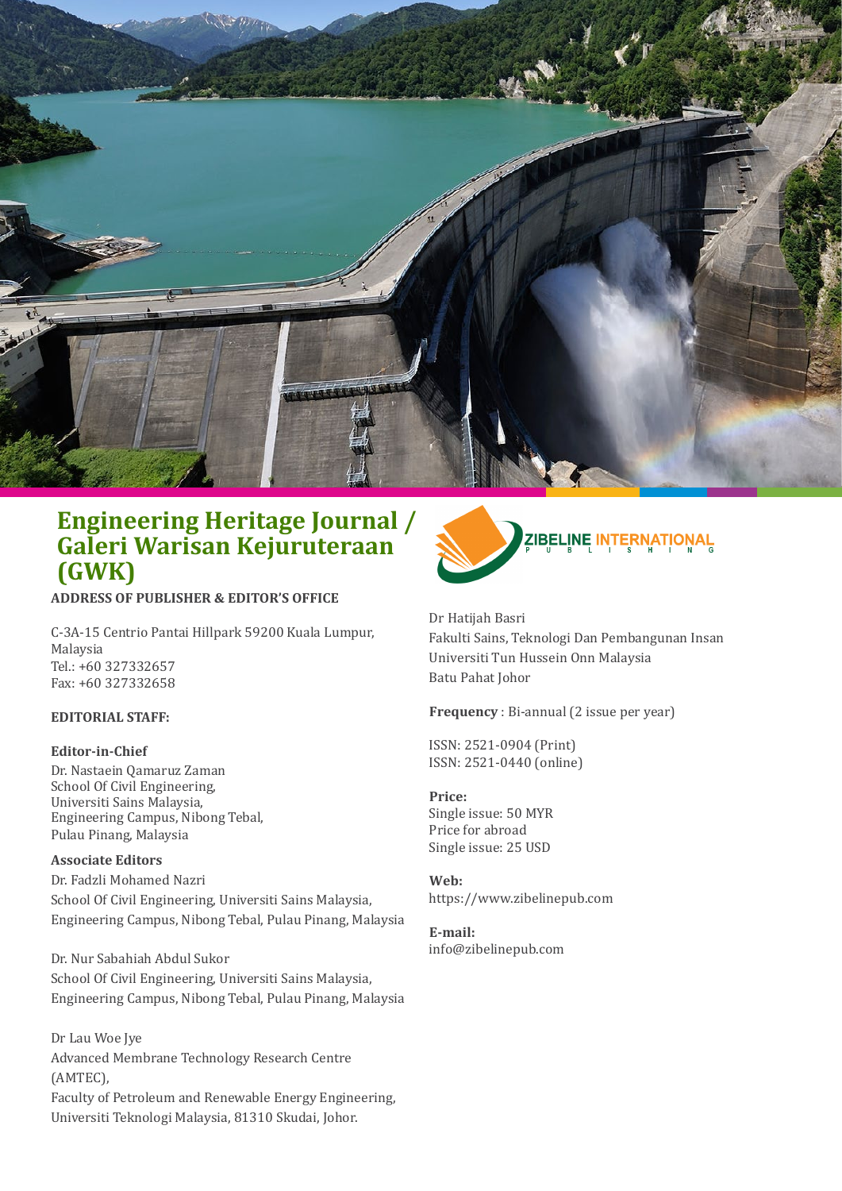# Engineering Heritage Journal / Galeri Warisan Kejuruteraan (GWK)

ZIBELINE INTERNATIONAL PUBLISHING

**ADDRESS OF PUBLISHER & EDITOR'S OFFICE**

C-3A-15 Centrio Pantai Hillpark 59200 Kuala Lumpur, Malaysia
Tel.: +60 327332657
Fax: +60 327332658

**EDITORIAL STAFF:**

**Editor-in-Chief**
Dr. Nastaein Qamaruz Zaman
School Of Civil Engineering,
Universiti Sains Malaysia,
Engineering Campus, Nibong Tebal,
Pulau Pinang, Malaysia

**Associate Editors**
Dr. Fadzli Mohamed Nazri
School Of Civil Engineering, Universiti Sains Malaysia,
Engineering Campus, Nibong Tebal, Pulau Pinang, Malaysia

Dr. Nur Sabahiah Abdul Sukor
School Of Civil Engineering, Universiti Sains Malaysia,
Engineering Campus, Nibong Tebal, Pulau Pinang, Malaysia

Dr Lau Woe Jye
Advanced Membrane Technology Research Centre (AMTEC),
Faculty of Petroleum and Renewable Energy Engineering,
Universiti Teknologi Malaysia, 81310 Skudai, Johor.

Dr Hatijah Basri
Fakulti Sains, Teknologi Dan Pembangunan Insan
Universiti Tun Hussein Onn Malaysia
Batu Pahat Johor

**Frequency** : Bi-annual (2 issue per year)

ISSN: 2521-0904 (Print)
ISSN: 2521-0440 (online)

**Price:**
Single issue: 50 MYR
Price for abroad
Single issue: 25 USD

**Web:**
https://www.zibelinepub.com

**E-mail:**
info@zibelinepub.com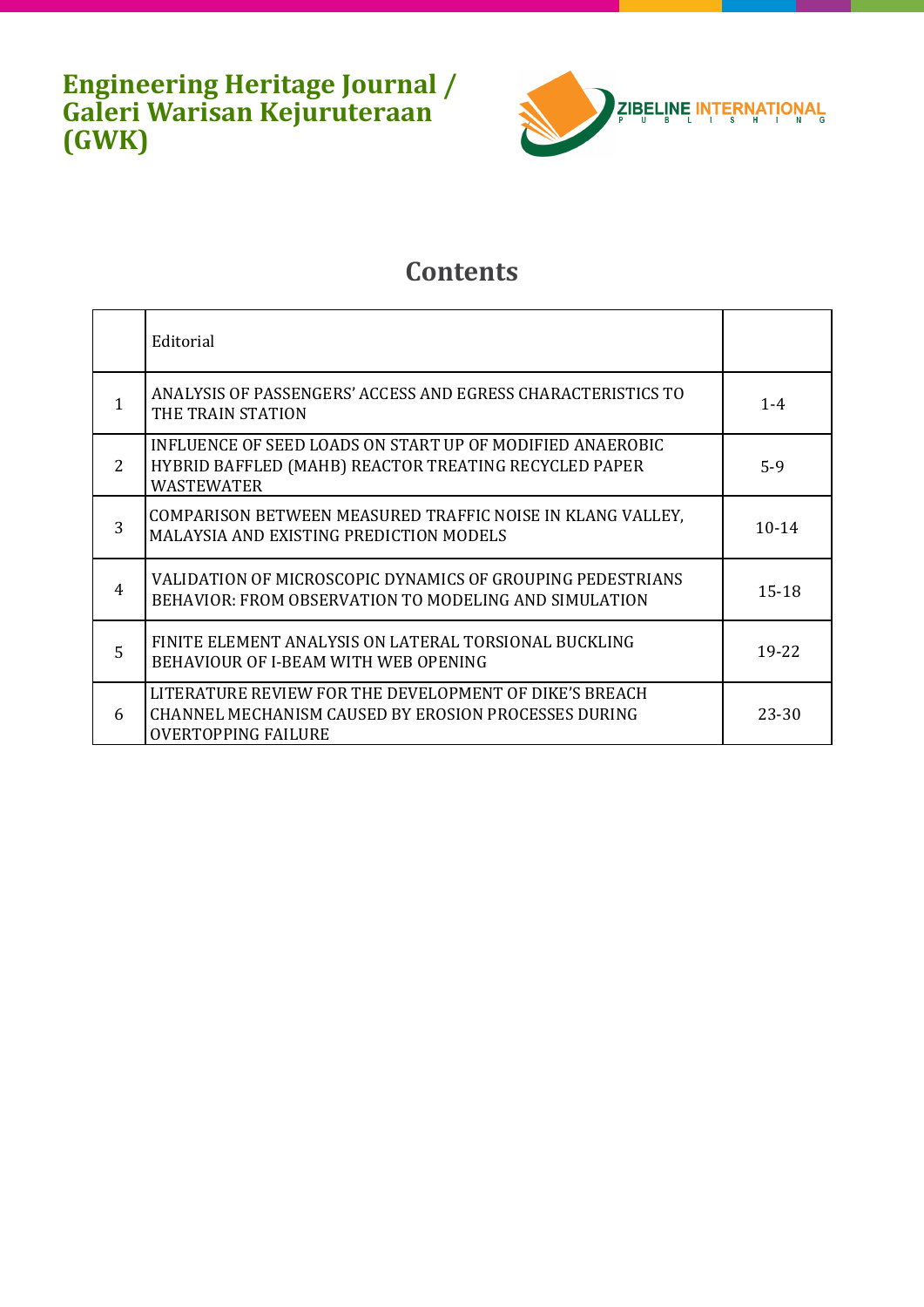# Engineering Heritage Journal / Galeri Warisan Kejuruteraan (GWK)

ZIBELINE INTERNATIONAL PUBLISHING

## Contents

| | | |
|---|---|---|
| | Editorial | |
| 1 | ANALYSIS OF PASSENGERS' ACCESS AND EGRESS CHARACTERISTICS TO THE TRAIN STATION | 1-4 |
| 2 | INFLUENCE OF SEED LOADS ON START UP OF MODIFIED ANAEROBIC HYBRID BAFFLED (MAHB) REACTOR TREATING RECYCLED PAPER WASTEWATER | 5-9 |
| 3 | COMPARISON BETWEEN MEASURED TRAFFIC NOISE IN KLANG VALLEY, MALAYSIA AND EXISTING PREDICTION MODELS | 10-14 |
| 4 | VALIDATION OF MICROSCOPIC DYNAMICS OF GROUPING PEDESTRIANS BEHAVIOR: FROM OBSERVATION TO MODELING AND SIMULATION | 15-18 |
| 5 | FINITE ELEMENT ANALYSIS ON LATERAL TORSIONAL BUCKLING BEHAVIOUR OF I-BEAM WITH WEB OPENING | 19-22 |
| 6 | LITERATURE REVIEW FOR THE DEVELOPMENT OF DIKE'S BREACH CHANNEL MECHANISM CAUSED BY EROSION PROCESSES DURING OVERTOPPING FAILURE | 23-30 |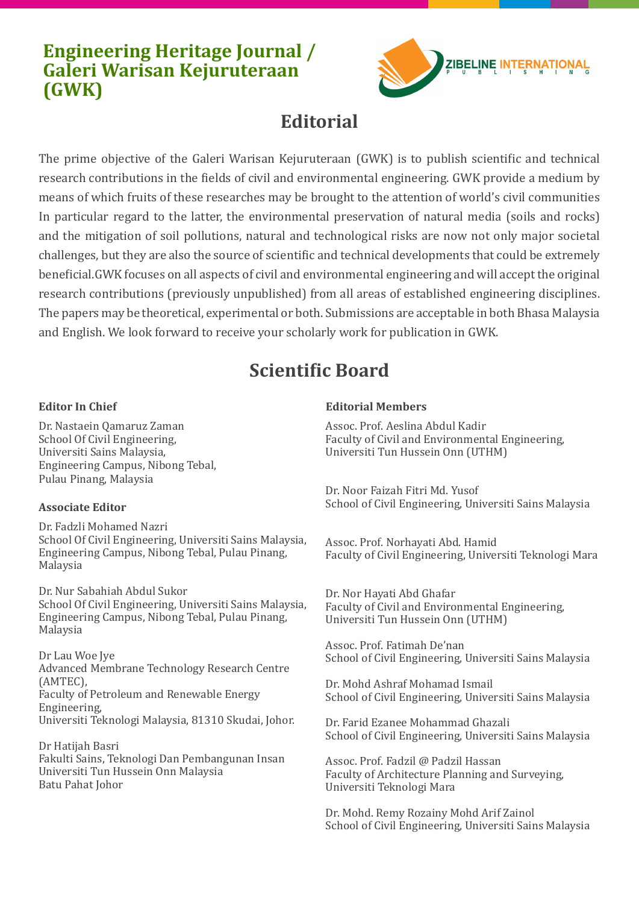# Engineering Heritage Journal / Galeri Warisan Kejuruteraan (GWK)

ZIBELINE INTERNATIONAL PUBLISHING

## Editorial

The prime objective of the Galeri Warisan Kejuruteraan (GWK) is to publish scientific and technical research contributions in the fields of civil and environmental engineering. GWK provide a medium by means of which fruits of these researches may be brought to the attention of world's civil communities In particular regard to the latter, the environmental preservation of natural media (soils and rocks) and the mitigation of soil pollutions, natural and technological risks are now not only major societal challenges, but they are also the source of scientific and technical developments that could be extremely beneficial.GWK focuses on all aspects of civil and environmental engineering and will accept the original research contributions (previously unpublished) from all areas of established engineering disciplines. The papers may be theoretical, experimental or both. Submissions are acceptable in both Bhasa Malaysia and English. We look forward to receive your scholarly work for publication in GWK.

## Scientific Board

**Editor In Chief**

Dr. Nastaein Qamaruz Zaman
School Of Civil Engineering,
Universiti Sains Malaysia,
Engineering Campus, Nibong Tebal,
Pulau Pinang, Malaysia

**Associate Editor**

Dr. Fadzli Mohamed Nazri
School Of Civil Engineering, Universiti Sains Malaysia,
Engineering Campus, Nibong Tebal, Pulau Pinang,
Malaysia

Dr. Nur Sabahiah Abdul Sukor
School Of Civil Engineering, Universiti Sains Malaysia,
Engineering Campus, Nibong Tebal, Pulau Pinang,
Malaysia

Dr Lau Woe Jye
Advanced Membrane Technology Research Centre (AMTEC),
Faculty of Petroleum and Renewable Energy Engineering,
Universiti Teknologi Malaysia, 81310 Skudai, Johor.

Dr Hatijah Basri
Fakulti Sains, Teknologi Dan Pembangunan Insan
Universiti Tun Hussein Onn Malaysia
Batu Pahat Johor

**Editorial Members**

Assoc. Prof. Aeslina Abdul Kadir
Faculty of Civil and Environmental Engineering,
Universiti Tun Hussein Onn (UTHM)

Dr. Noor Faizah Fitri Md. Yusof
School of Civil Engineering, Universiti Sains Malaysia

Assoc. Prof. Norhayati Abd. Hamid
Faculty of Civil Engineering, Universiti Teknologi Mara

Dr. Nor Hayati Abd Ghafar
Faculty of Civil and Environmental Engineering,
Universiti Tun Hussein Onn (UTHM)

Assoc. Prof. Fatimah De'nan
School of Civil Engineering, Universiti Sains Malaysia

Dr. Mohd Ashraf Mohamad Ismail
School of Civil Engineering, Universiti Sains Malaysia

Dr. Farid Ezanee Mohammad Ghazali
School of Civil Engineering, Universiti Sains Malaysia

Assoc. Prof. Fadzil @ Padzil Hassan
Faculty of Architecture Planning and Surveying,
Universiti Teknologi Mara

Dr. Mohd. Remy Rozainy Mohd Arif Zainol
School of Civil Engineering, Universiti Sains Malaysia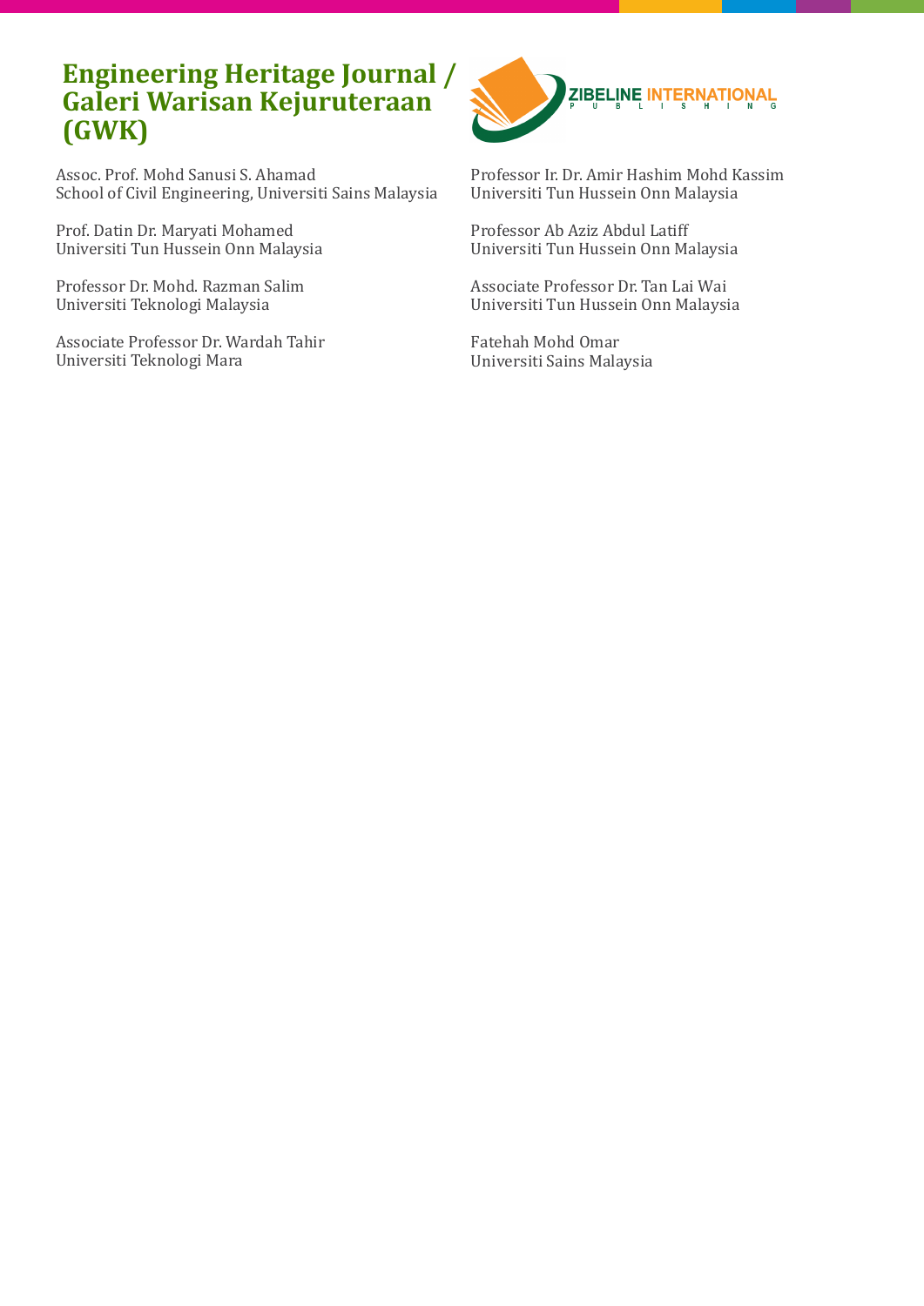# Engineering Heritage Journal / Galeri Warisan Kejuruteraan (GWK)

Assoc. Prof. Mohd Sanusi S. Ahamad
School of Civil Engineering, Universiti Sains Malaysia

Prof. Datin Dr. Maryati Mohamed
Universiti Tun Hussein Onn Malaysia

Professor Dr. Mohd. Razman Salim
Universiti Teknologi Malaysia

Associate Professor Dr. Wardah Tahir
Universiti Teknologi Mara

Professor Ir. Dr. Amir Hashim Mohd Kassim
Universiti Tun Hussein Onn Malaysia

Professor Ab Aziz Abdul Latiff
Universiti Tun Hussein Onn Malaysia

Associate Professor Dr. Tan Lai Wai
Universiti Tun Hussein Onn Malaysia

Fatehah Mohd Omar
Universiti Sains Malaysia